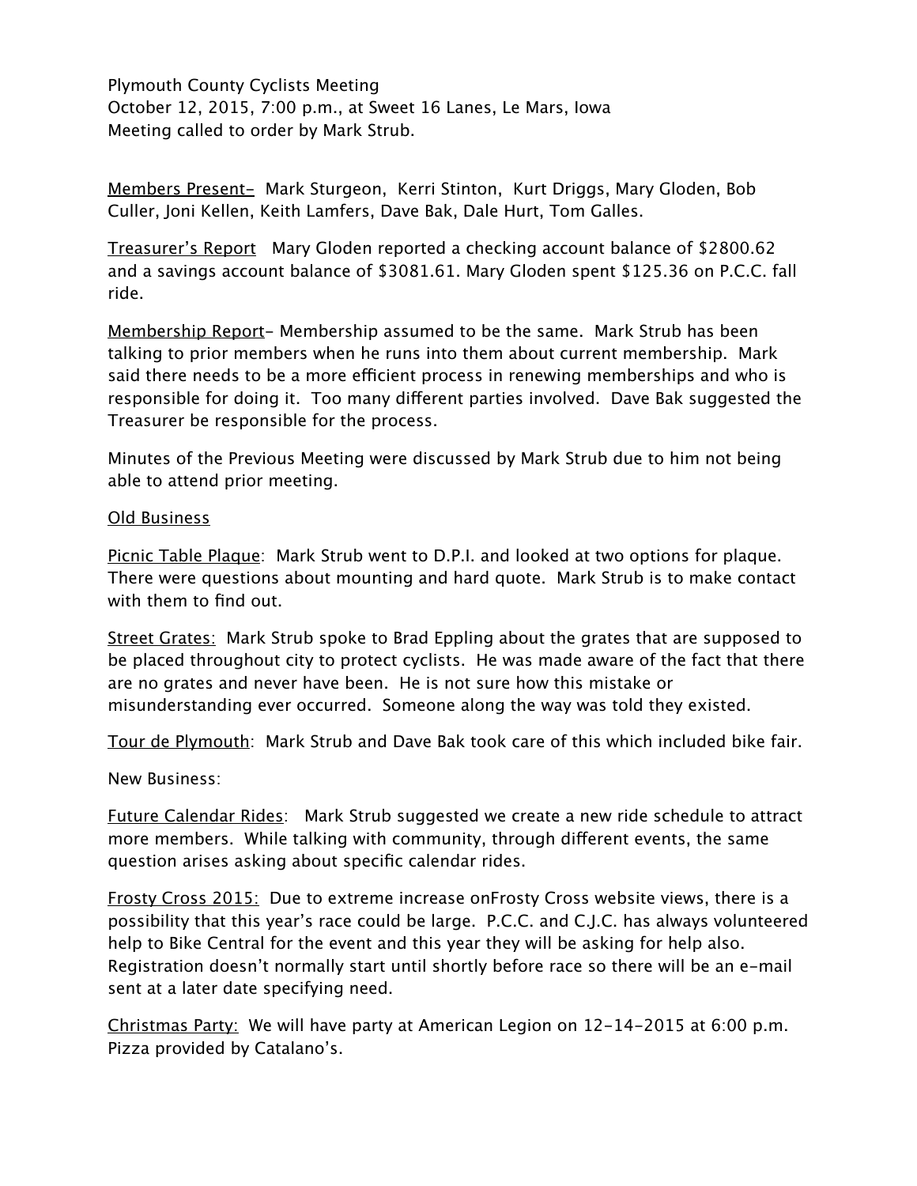Plymouth County Cyclists Meeting
October 12, 2015, 7:00 p.m., at Sweet 16 Lanes, Le Mars, Iowa
Meeting called to order by Mark Strub.

<u>Members Present–</u> Mark Sturgeon, Kerri Stinton, Kurt Driggs, Mary Gloden, Bob Culler, Joni Kellen, Keith Lamfers, Dave Bak, Dale Hurt, Tom Galles.

<u>Treasurer's Report</u> Mary Gloden reported a checking account balance of $2800.62 and a savings account balance of $3081.61. Mary Gloden spent $125.36 on P.C.C. fall ride.

<u>Membership Report</u>– Membership assumed to be the same. Mark Strub has been talking to prior members when he runs into them about current membership. Mark said there needs to be a more efficient process in renewing memberships and who is responsible for doing it. Too many different parties involved. Dave Bak suggested the Treasurer be responsible for the process.

Minutes of the Previous Meeting were discussed by Mark Strub due to him not being able to attend prior meeting.

<u>Old Business</u>

<u>Picnic Table Plaque</u>: Mark Strub went to D.P.I. and looked at two options for plaque. There were questions about mounting and hard quote. Mark Strub is to make contact with them to find out.

<u>Street Grates:</u> Mark Strub spoke to Brad Eppling about the grates that are supposed to be placed throughout city to protect cyclists. He was made aware of the fact that there are no grates and never have been. He is not sure how this mistake or misunderstanding ever occurred. Someone along the way was told they existed.

<u>Tour de Plymouth</u>: Mark Strub and Dave Bak took care of this which included bike fair.

New Business:

<u>Future Calendar Rides</u>: Mark Strub suggested we create a new ride schedule to attract more members. While talking with community, through different events, the same question arises asking about specific calendar rides.

<u>Frosty Cross 2015:</u> Due to extreme increase onFrosty Cross website views, there is a possibility that this year's race could be large. P.C.C. and C.J.C. has always volunteered help to Bike Central for the event and this year they will be asking for help also. Registration doesn't normally start until shortly before race so there will be an e-mail sent at a later date specifying need.

<u>Christmas Party:</u> We will have party at American Legion on 12-14-2015 at 6:00 p.m. Pizza provided by Catalano's.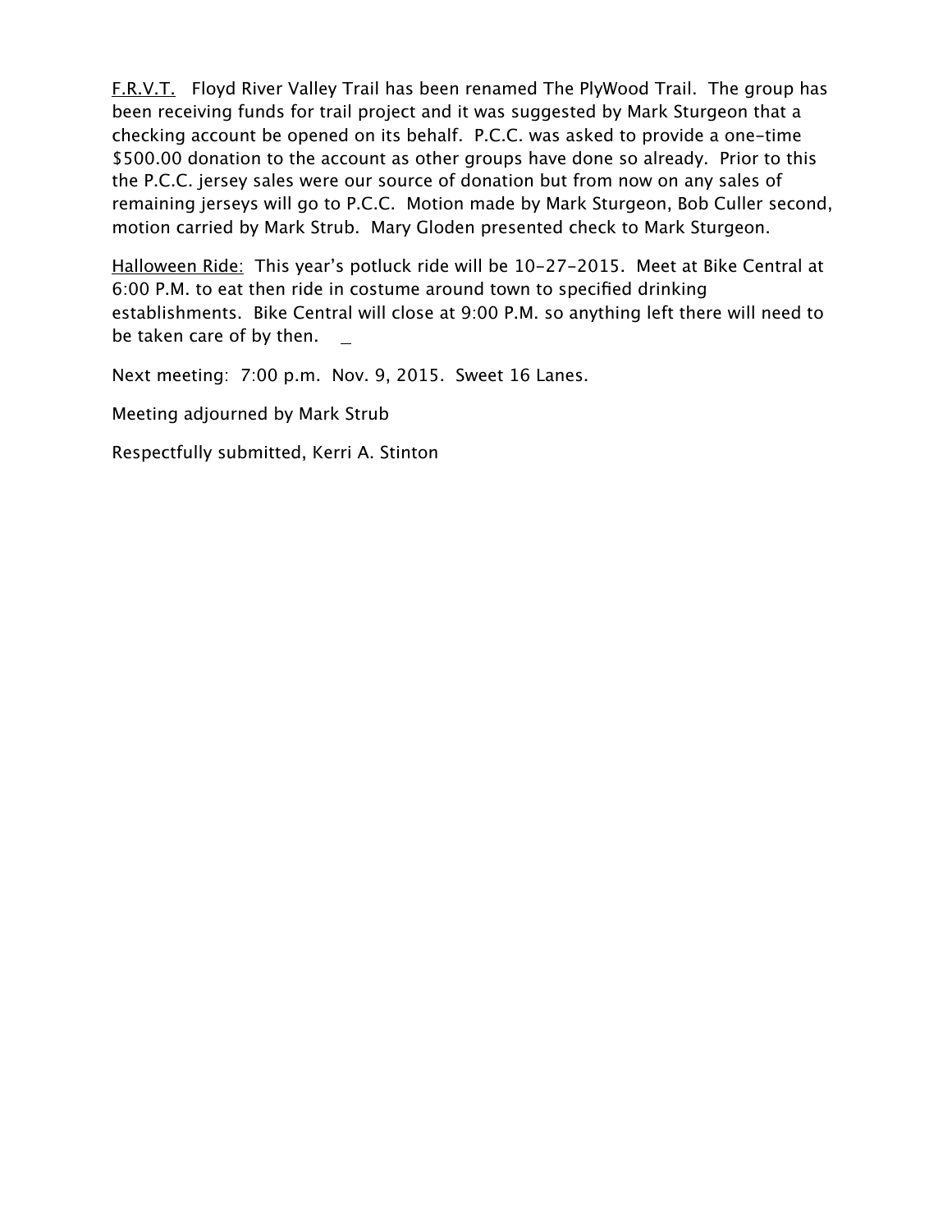F.R.V.T.  Floyd River Valley Trail has been renamed The PlyWood Trail.  The group has been receiving funds for trail project and it was suggested by Mark Sturgeon that a checking account be opened on its behalf.  P.C.C. was asked to provide a one-time $500.00 donation to the account as other groups have done so already.  Prior to this the P.C.C. jersey sales were our source of donation but from now on any sales of remaining jerseys will go to P.C.C.  Motion made by Mark Sturgeon, Bob Culler second, motion carried by Mark Strub.  Mary Gloden presented check to Mark Sturgeon.

Halloween Ride:  This year's potluck ride will be 10-27-2015.  Meet at Bike Central at 6:00 P.M. to eat then ride in costume around town to specified drinking establishments.  Bike Central will close at 9:00 P.M. so anything left there will need to be taken care of by then.

Next meeting:  7:00 p.m.  Nov. 9, 2015.  Sweet 16 Lanes.

Meeting adjourned by Mark Strub

Respectfully submitted, Kerri A. Stinton